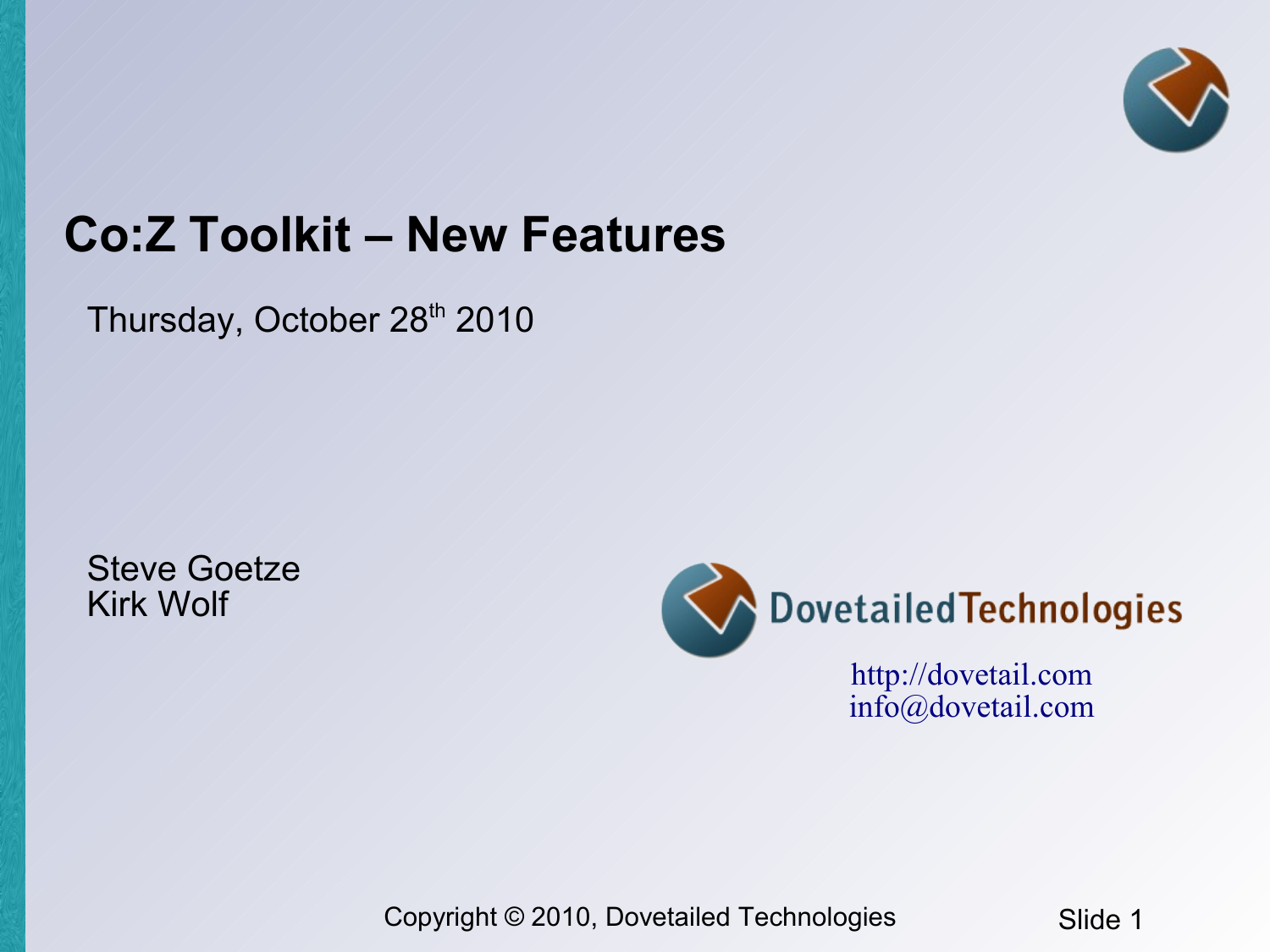# Co:Z Toolkit – New Features

Thursday, October 28th 2010

Steve Goetze
Kirk Wolf

DovetailedTechnologies

http://dovetail.com
info@dovetail.com

Copyright © 2010, Dovetailed Technologies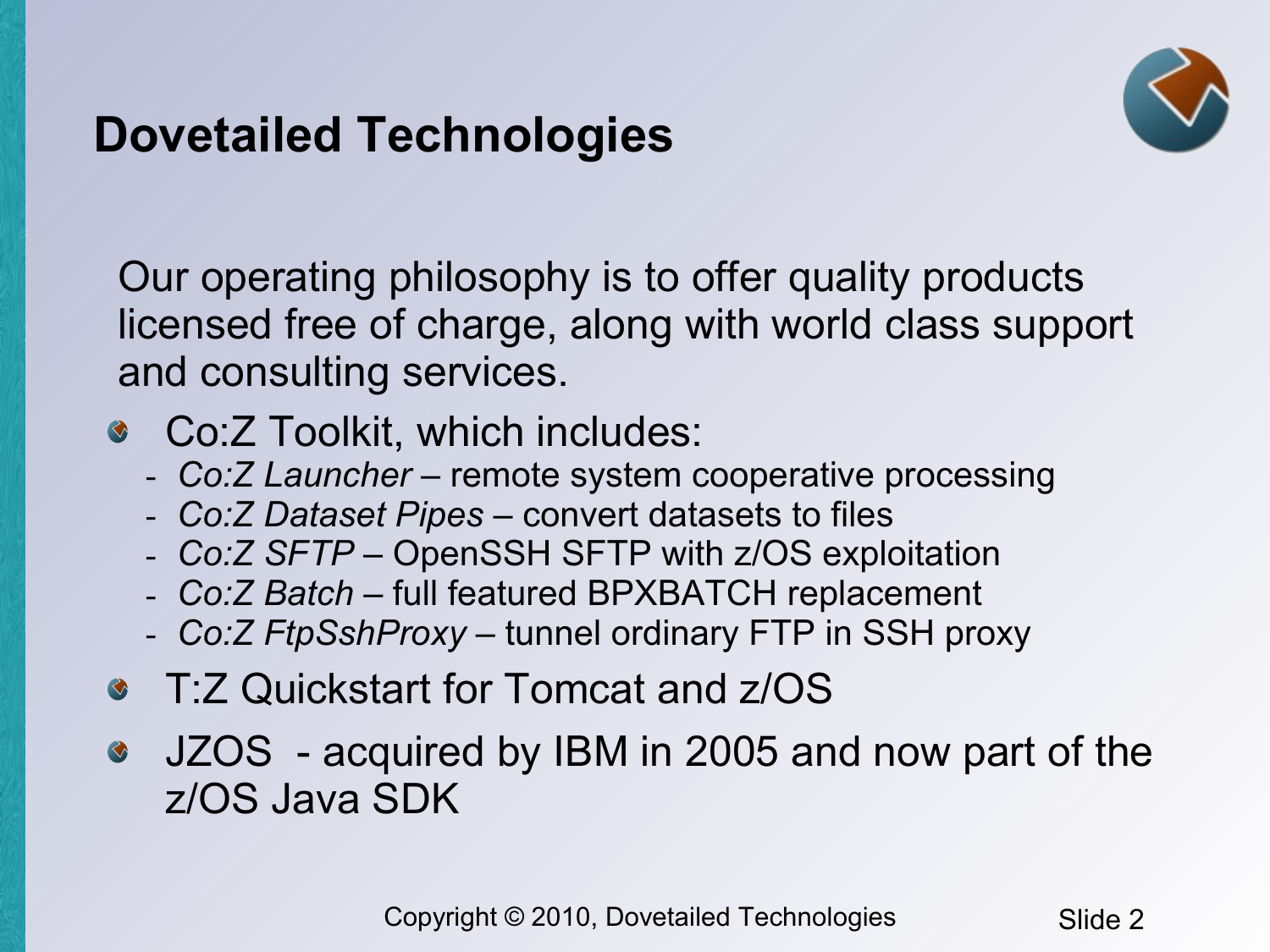# Dovetailed Technologies

Our operating philosophy is to offer quality products licensed free of charge, along with world class support and consulting services.

- Co:Z Toolkit, which includes:
  - *Co:Z Launcher* – remote system cooperative processing
  - *Co:Z Dataset Pipes* – convert datasets to files
  - *Co:Z SFTP* – OpenSSH SFTP with z/OS exploitation
  - *Co:Z Batch* – full featured BPXBATCH replacement
  - *Co:Z FtpSshProxy* – tunnel ordinary FTP in SSH proxy
- T:Z Quickstart for Tomcat and z/OS
- JZOS - acquired by IBM in 2005 and now part of the z/OS Java SDK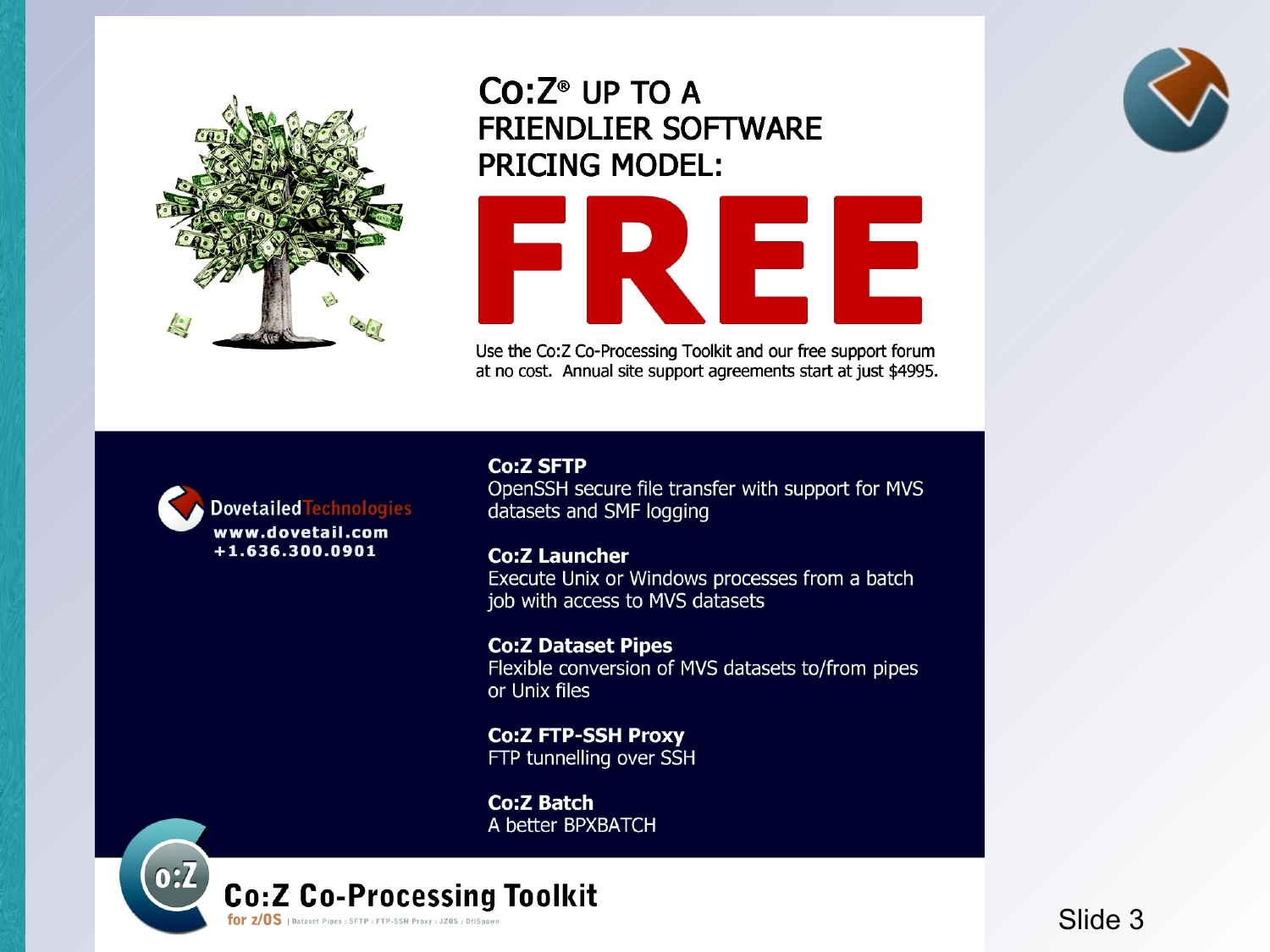# Co:Z® UP TO A FRIENDLIER SOFTWARE PRICING MODEL:

# FREE

Use the Co:Z Co-Processing Toolkit and our free support forum at no cost. Annual site support agreements start at just $4995.

Dovetailed Technologies
www.dovetail.com
+1.636.300.0901

**Co:Z SFTP**
OpenSSH secure file transfer with support for MVS datasets and SMF logging

**Co:Z Launcher**
Execute Unix or Windows processes from a batch job with access to MVS datasets

**Co:Z Dataset Pipes**
Flexible conversion of MVS datasets to/from pipes or Unix files

**Co:Z FTP-SSH Proxy**
FTP tunnelling over SSH

**Co:Z Batch**
A better BPXBATCH

**Co:Z Co-Processing Toolkit**
for z/OS | Dataset Pipes : SFTP : FTP-SSH Proxy : JZOS : DtlSpawn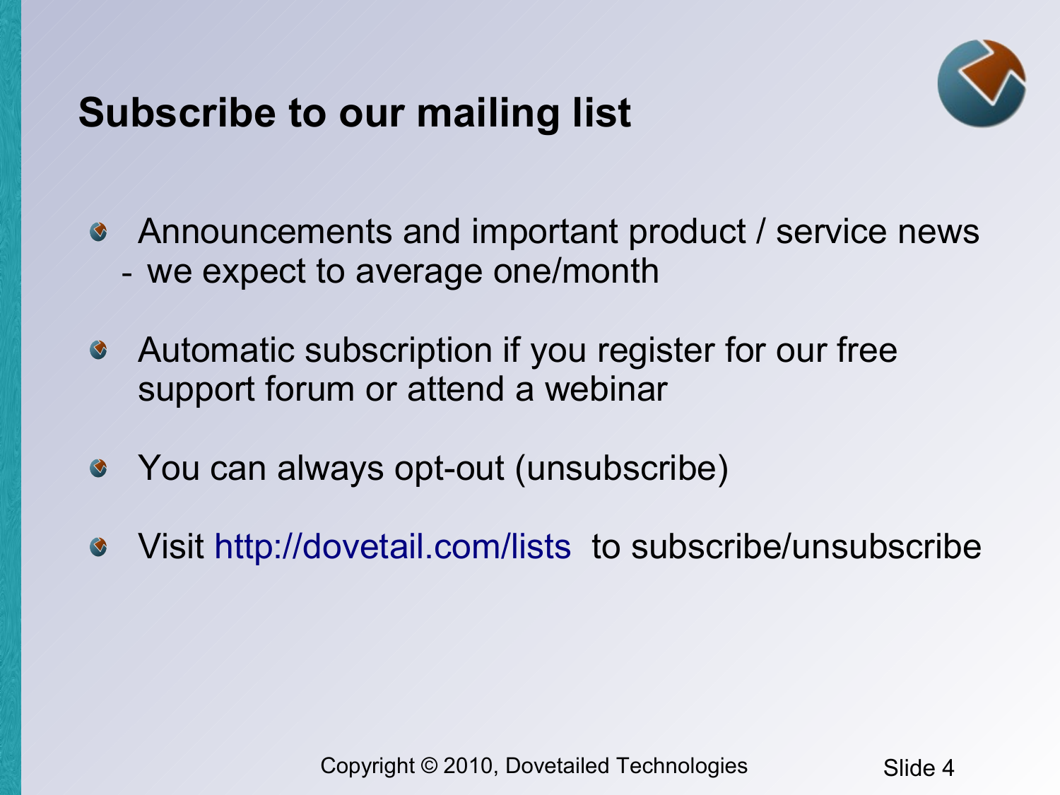# Subscribe to our mailing list

- Announcements and important product / service news
  - we expect to average one/month
- Automatic subscription if you register for our free support forum or attend a webinar
- You can always opt-out (unsubscribe)
- Visit http://dovetail.com/lists to subscribe/unsubscribe

Copyright © 2010, Dovetailed Technologies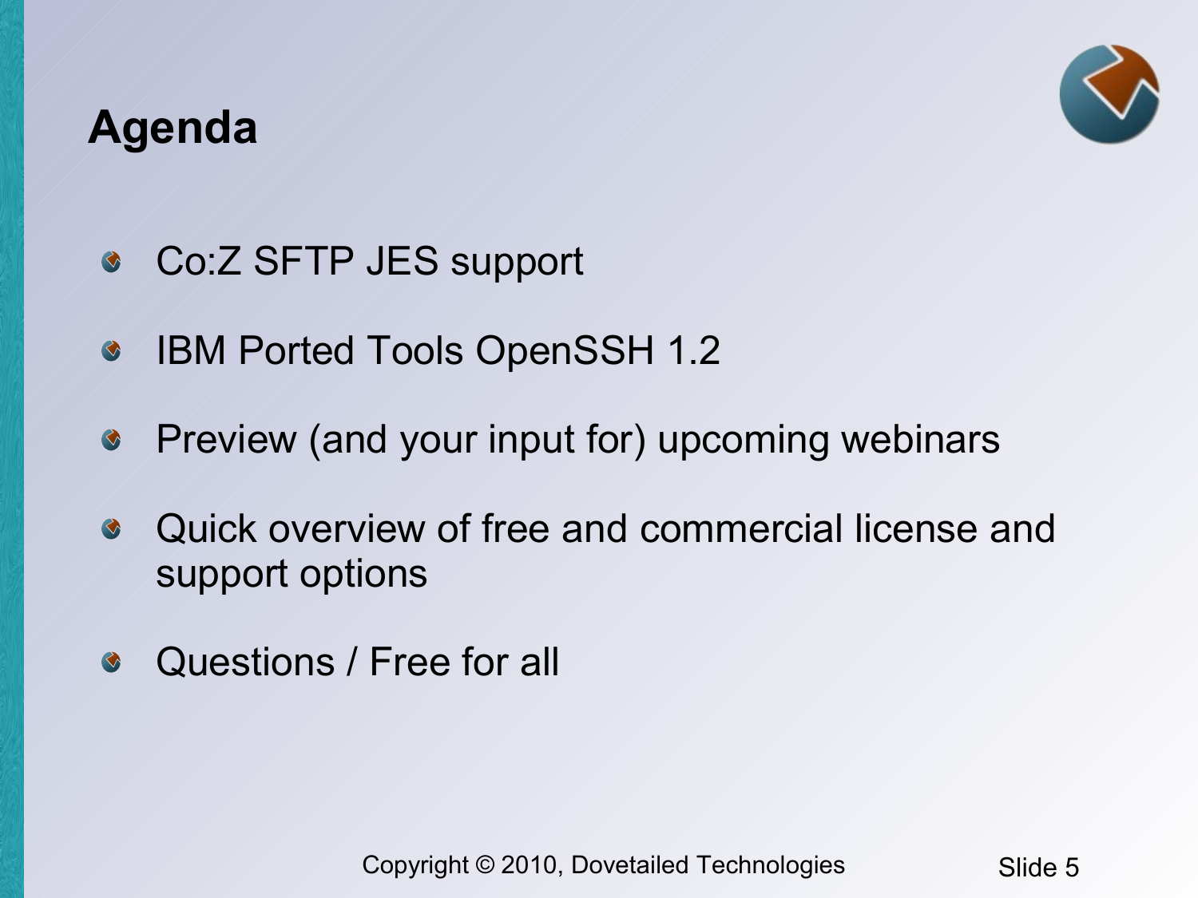# Agenda

- Co:Z SFTP JES support
- IBM Ported Tools OpenSSH 1.2
- Preview (and your input for) upcoming webinars
- Quick overview of free and commercial license and support options
- Questions / Free for all

Copyright © 2010, Dovetailed Technologies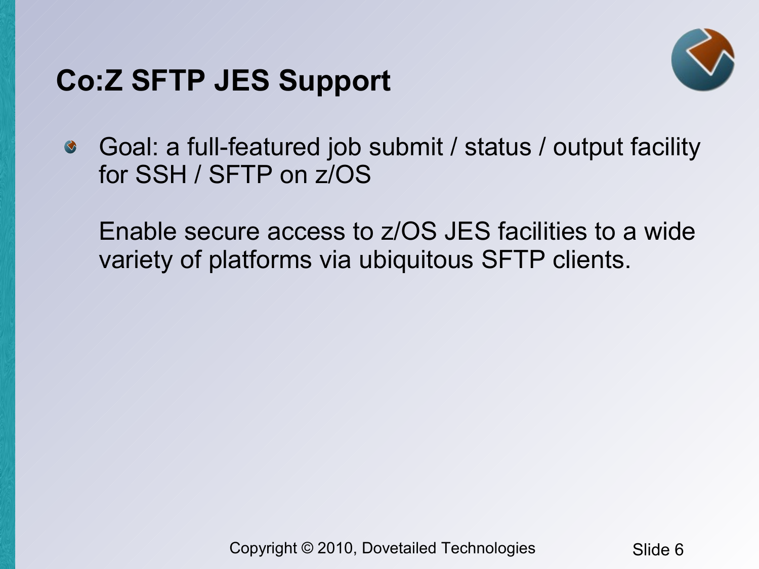# Co:Z SFTP JES Support

- Goal: a full-featured job submit / status / output facility for SSH / SFTP on z/OS

  Enable secure access to z/OS JES facilities to a wide variety of platforms via ubiquitous SFTP clients.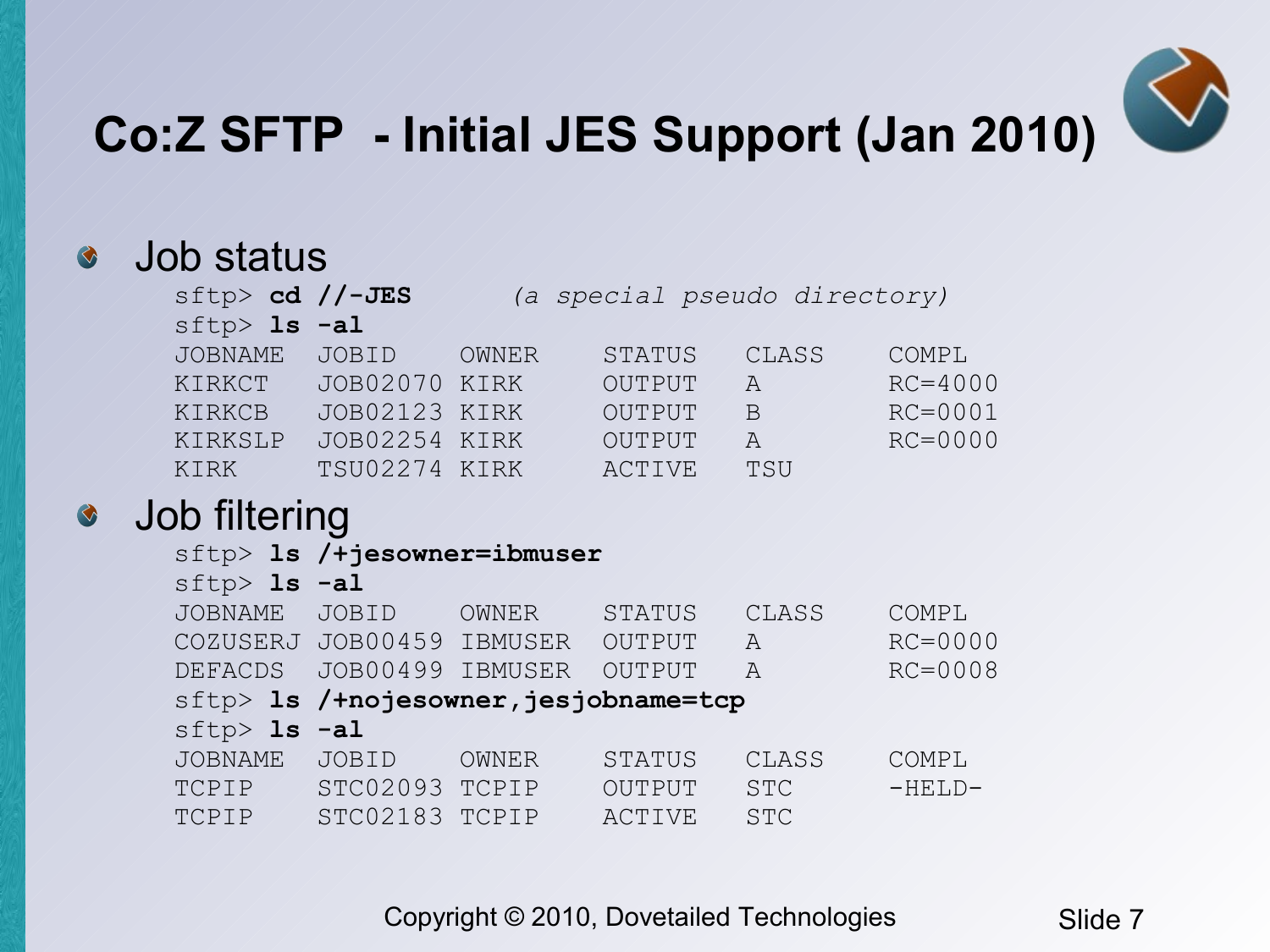# Co:Z SFTP - Initial JES Support (Jan 2010)

- Job status

```
sftp> cd //-JES       (a special pseudo directory)
sftp> ls -al
JOBNAME  JOBID    OWNER    STATUS   CLASS    COMPL
KIRKCT   JOB02070 KIRK     OUTPUT   A        RC=4000
KIRKCB   JOB02123 KIRK     OUTPUT   B        RC=0001
KIRKSLP  JOB02254 KIRK     OUTPUT   A        RC=0000
KIRK     TSU02274 KIRK     ACTIVE   TSU
```

- Job filtering

```
sftp> ls /+jesowner=ibmuser
sftp> ls -al
JOBNAME  JOBID    OWNER    STATUS   CLASS    COMPL
COZUSERJ JOB00459 IBMUSER  OUTPUT   A        RC=0000
DEFACDS  JOB00499 IBMUSER  OUTPUT   A        RC=0008
sftp> ls /+nojesowner,jesjobname=tcp
sftp> ls -al
JOBNAME  JOBID    OWNER    STATUS   CLASS    COMPL
TCPIP    STC02093 TCPIP    OUTPUT   STC      -HELD-
TCPIP    STC02183 TCPIP    ACTIVE   STC
```

Copyright © 2010, Dovetailed Technologies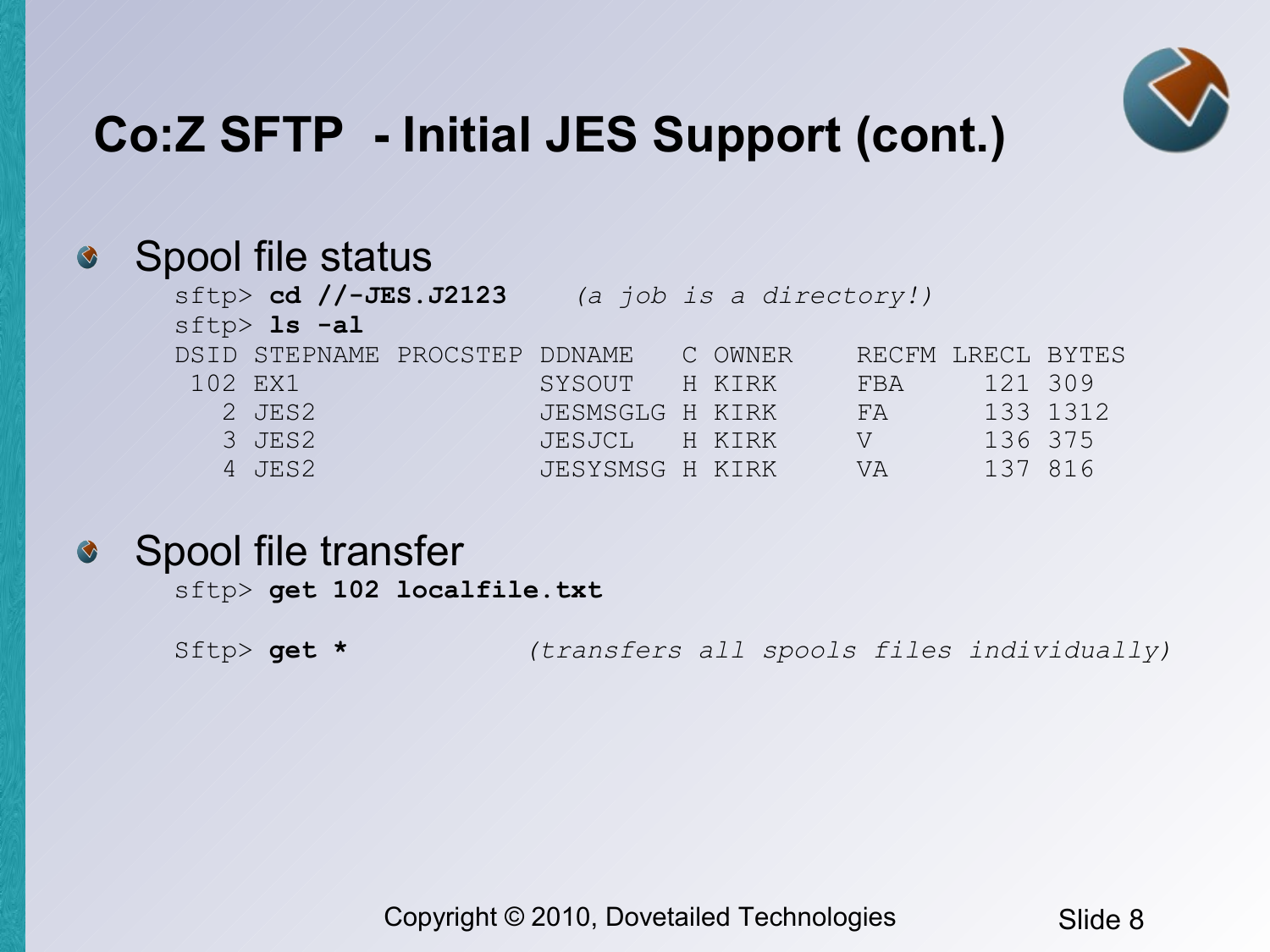# Co:Z SFTP - Initial JES Support (cont.)

- Spool file status

```
sftp> cd //-JES.J2123     (a job is a directory!)
sftp> ls -al
DSID STEPNAME PROCSTEP DDNAME   C OWNER    RECFM LRECL BYTES
 102 EX1               SYSOUT   H KIRK     FBA     121 309
   2 JES2              JESMSGLG H KIRK     FA      133 1312
   3 JES2              JESJCL   H KIRK     V       136 375
   4 JES2              JESYSMSG H KIRK     VA      137 816
```

- Spool file transfer

```
sftp> get 102 localfile.txt

Sftp> get *           (transfers all spools files individually)
```

Copyright © 2010, Dovetailed Technologies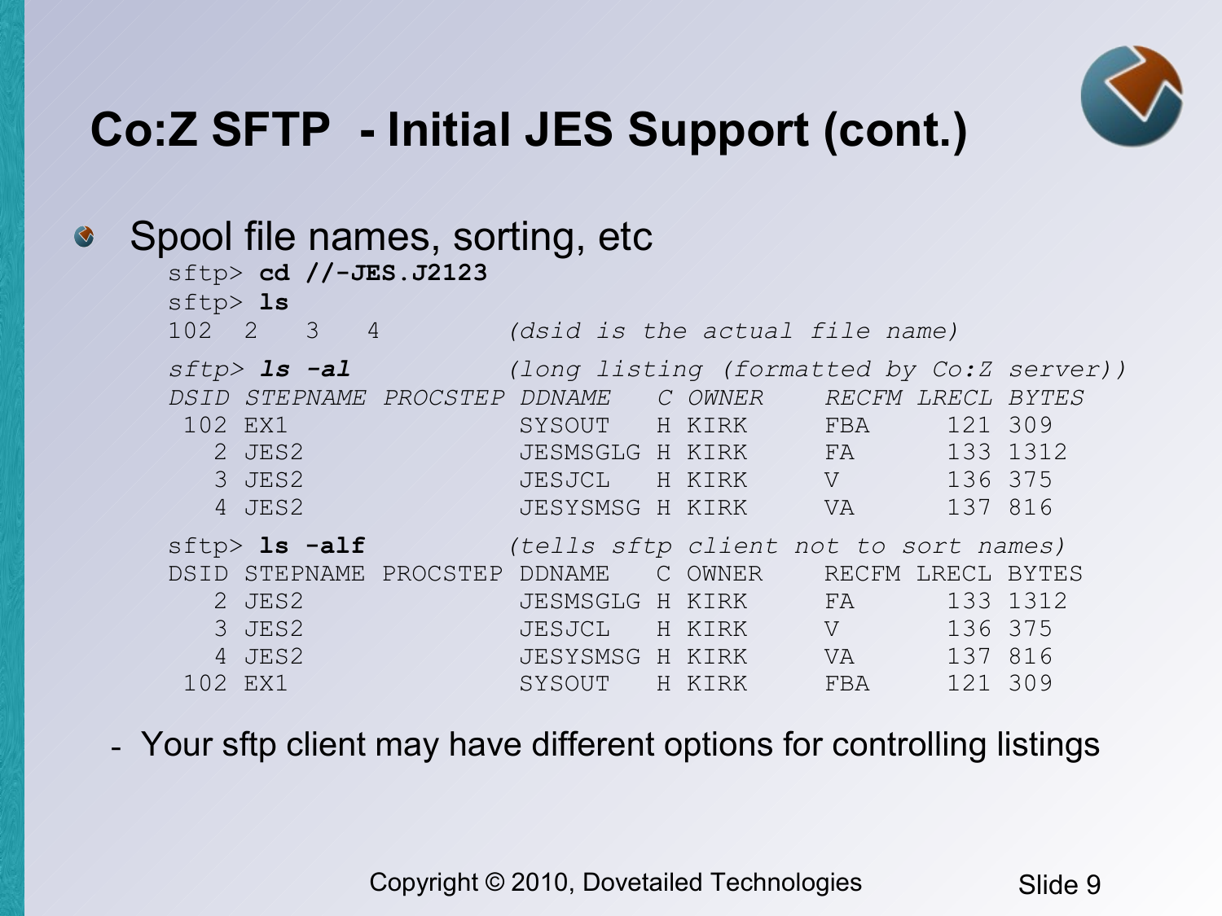# Co:Z SFTP - Initial JES Support (cont.)

- Spool file names, sorting, etc

```
sftp> cd //-JES.J2123
sftp> ls
102  2   3   4        (dsid is the actual file name)

sftp> ls -al          (long listing (formatted by Co:Z server))
DSID STEPNAME PROCSTEP DDNAME   C OWNER    RECFM LRECL BYTES
 102 EX1               SYSOUT   H KIRK     FBA     121 309
   2 JES2              JESMSGLG H KIRK     FA      133 1312
   3 JES2              JESJCL   H KIRK     V       136 375
   4 JES2              JESYSMSG H KIRK     VA      137 816

sftp> ls -alf         (tells sftp client not to sort names)
DSID STEPNAME PROCSTEP DDNAME   C OWNER    RECFM LRECL BYTES
   2 JES2              JESMSGLG H KIRK     FA      133 1312
   3 JES2              JESJCL   H KIRK     V       136 375
   4 JES2              JESYSMSG H KIRK     VA      137 816
 102 EX1               SYSOUT   H KIRK     FBA     121 309
```

- Your sftp client may have different options for controlling listings

Copyright © 2010, Dovetailed Technologies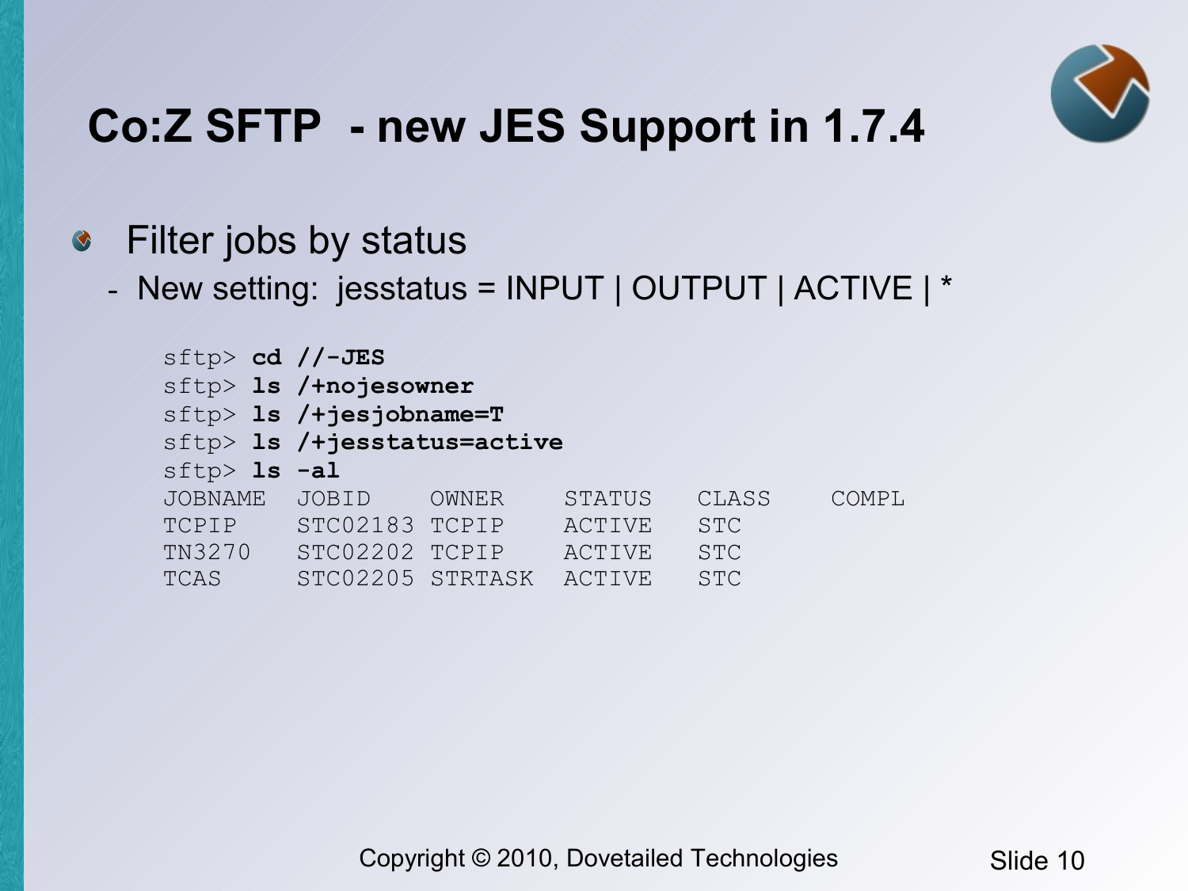# Co:Z SFTP - new JES Support in 1.7.4

- Filter jobs by status
  - New setting: jesstatus = INPUT | OUTPUT | ACTIVE | *

```
sftp> cd //-JES
sftp> ls /+nojesowner
sftp> ls /+jesjobname=T
sftp> ls /+jesstatus=active
sftp> ls -al
JOBNAME  JOBID    OWNER    STATUS   CLASS    COMPL
TCPIP    STC02183 TCPIP    ACTIVE   STC
TN3270   STC02202 TCPIP    ACTIVE   STC
TCAS     STC02205 STRTASK  ACTIVE   STC
```

Copyright © 2010, Dovetailed Technologies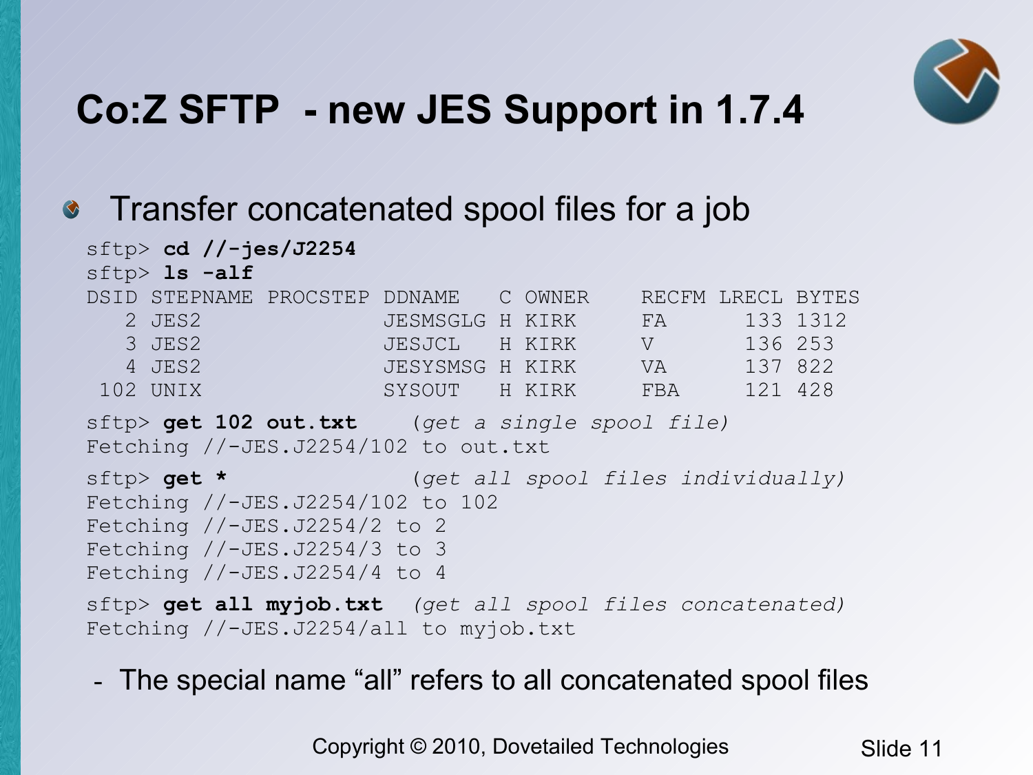# Co:Z SFTP - new JES Support in 1.7.4

- Transfer concatenated spool files for a job

```
sftp> cd //-jes/J2254
sftp> ls -alf
DSID STEPNAME PROCSTEP DDNAME   C OWNER    RECFM LRECL BYTES
   2 JES2              JESMSGLG H KIRK     FA      133 1312
   3 JES2              JESJCL   H KIRK     V       136 253
   4 JES2              JESYSMSG H KIRK     VA      137 822
 102 UNIX              SYSOUT   H KIRK     FBA     121 428
sftp> get 102 out.txt    (get a single spool file)
Fetching //-JES.J2254/102 to out.txt
sftp> get *              (get all spool files individually)
Fetching //-JES.J2254/102 to 102
Fetching //-JES.J2254/2 to 2
Fetching //-JES.J2254/3 to 3
Fetching //-JES.J2254/4 to 4
sftp> get all myjob.txt  (get all spool files concatenated)
Fetching //-JES.J2254/all to myjob.txt
```

- The special name “all” refers to all concatenated spool files

Copyright © 2010, Dovetailed Technologies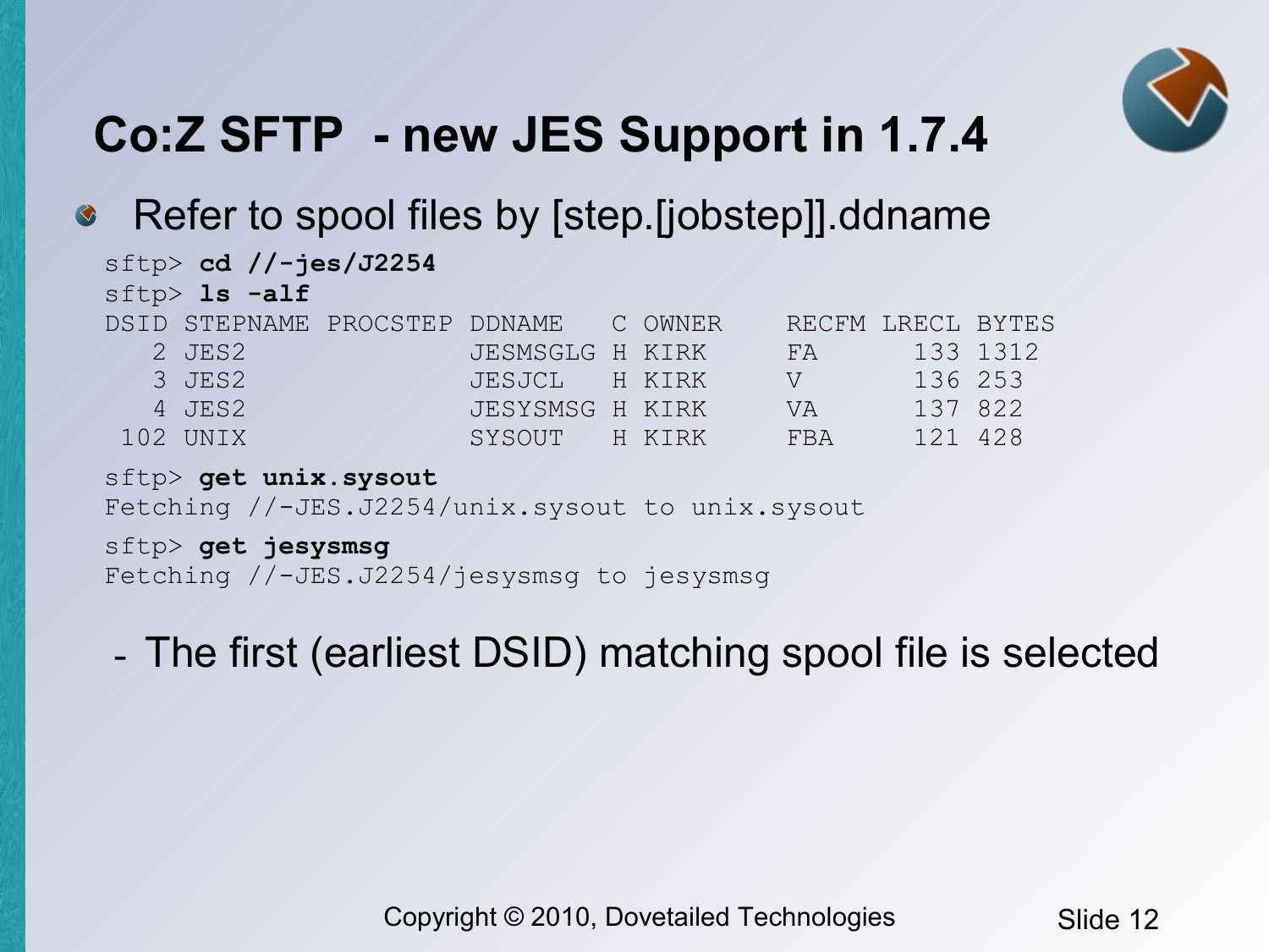# Co:Z SFTP - new JES Support in 1.7.4

- Refer to spool files by [step.[jobstep]].ddname

```
sftp> cd //-jes/J2254
sftp> ls -alf
DSID STEPNAME PROCSTEP DDNAME   C OWNER    RECFM LRECL BYTES
   2 JES2              JESMSGLG H KIRK     FA      133 1312
   3 JES2              JESJCL   H KIRK     V       136 253
   4 JES2              JESYSMSG H KIRK     VA      137 822
 102 UNIX              SYSOUT   H KIRK     FBA     121 428
sftp> get unix.sysout
Fetching //-JES.J2254/unix.sysout to unix.sysout
sftp> get jesysmsg
Fetching //-JES.J2254/jesysmsg to jesysmsg
```

  - The first (earliest DSID) matching spool file is selected

Copyright © 2010, Dovetailed Technologies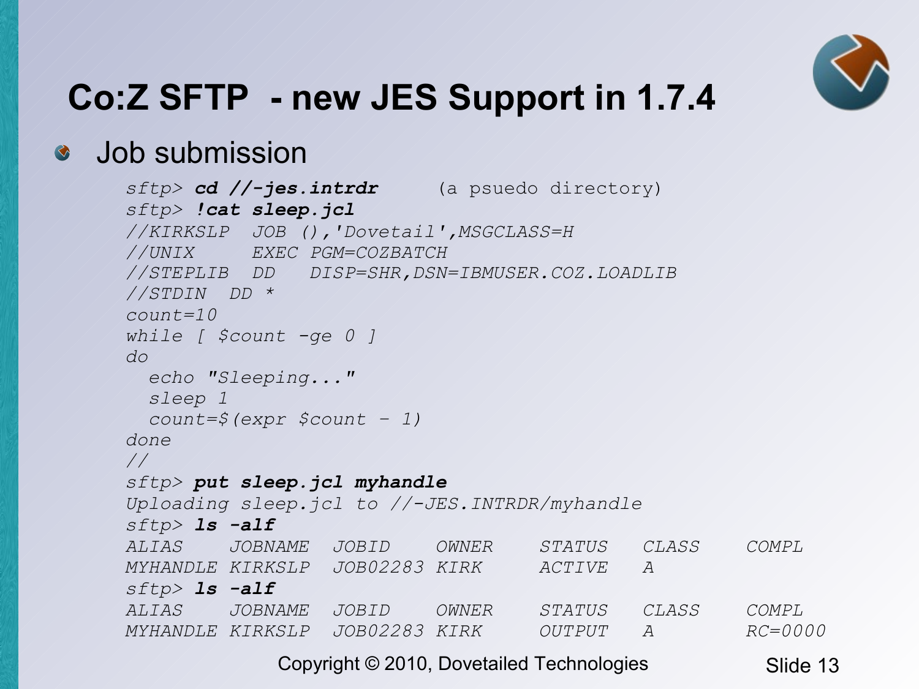# Co:Z SFTP - new JES Support in 1.7.4

- Job submission

```
sftp> cd //-jes.intrdr      (a psuedo directory)
sftp> !cat sleep.jcl
//KIRKSLP  JOB (),'Dovetail',MSGCLASS=H
//UNIX     EXEC PGM=COZBATCH
//STEPLIB  DD   DISP=SHR,DSN=IBMUSER.COZ.LOADLIB
//STDIN  DD *
count=10
while [ $count -ge 0 ]
do
  echo "Sleeping..."
  sleep 1
  count=$(expr $count - 1)
done
//
sftp> put sleep.jcl myhandle
Uploading sleep.jcl to //-JES.INTRDR/myhandle
sftp> ls -alf
ALIAS    JOBNAME  JOBID    OWNER    STATUS   CLASS    COMPL
MYHANDLE KIRKSLP  JOB02283 KIRK     ACTIVE   A
sftp> ls -alf
ALIAS    JOBNAME  JOBID    OWNER    STATUS   CLASS    COMPL
MYHANDLE KIRKSLP  JOB02283 KIRK     OUTPUT   A        RC=0000
```

Copyright © 2010, Dovetailed Technologies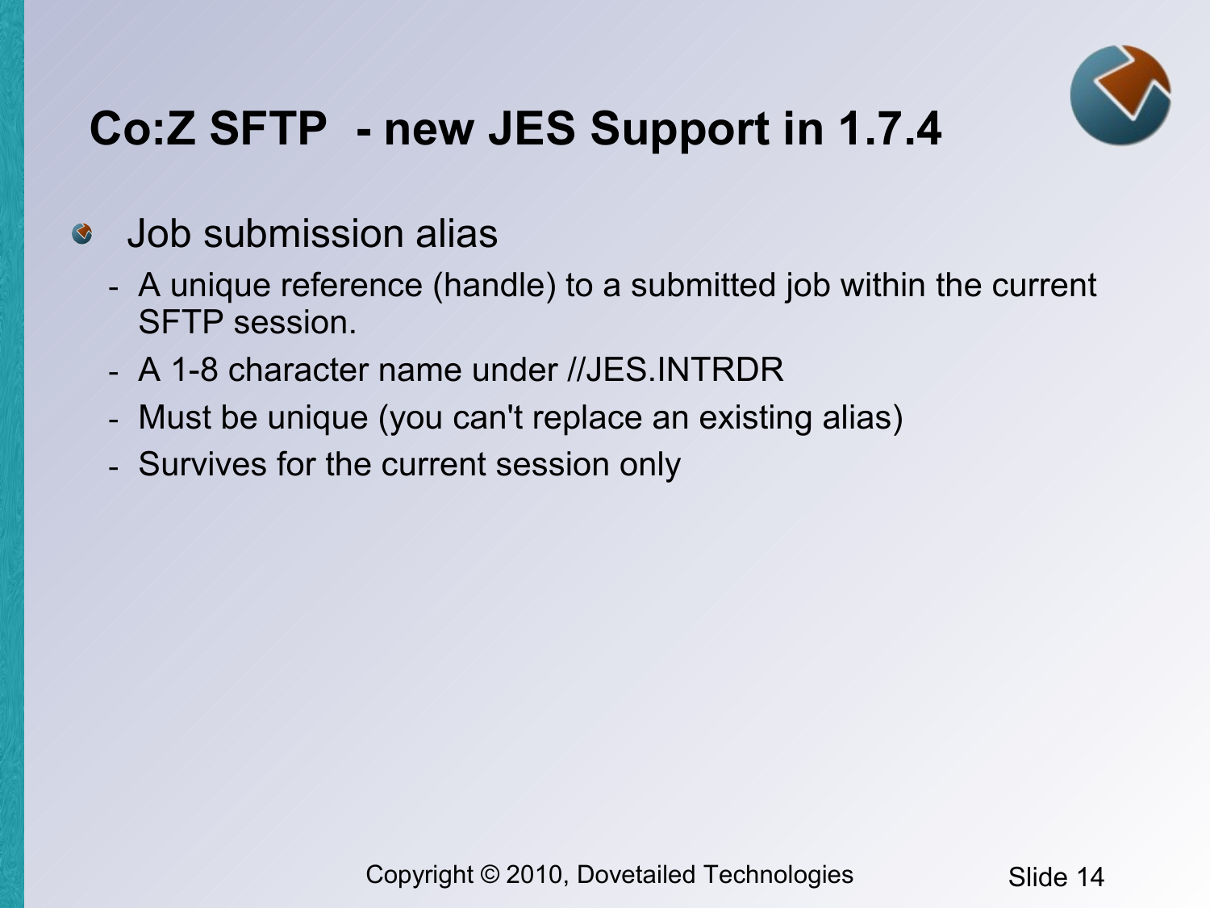# Co:Z SFTP - new JES Support in 1.7.4

- Job submission alias
  - A unique reference (handle) to a submitted job within the current SFTP session.
  - A 1-8 character name under //JES.INTRDR
  - Must be unique (you can't replace an existing alias)
  - Survives for the current session only

Copyright © 2010, Dovetailed Technologies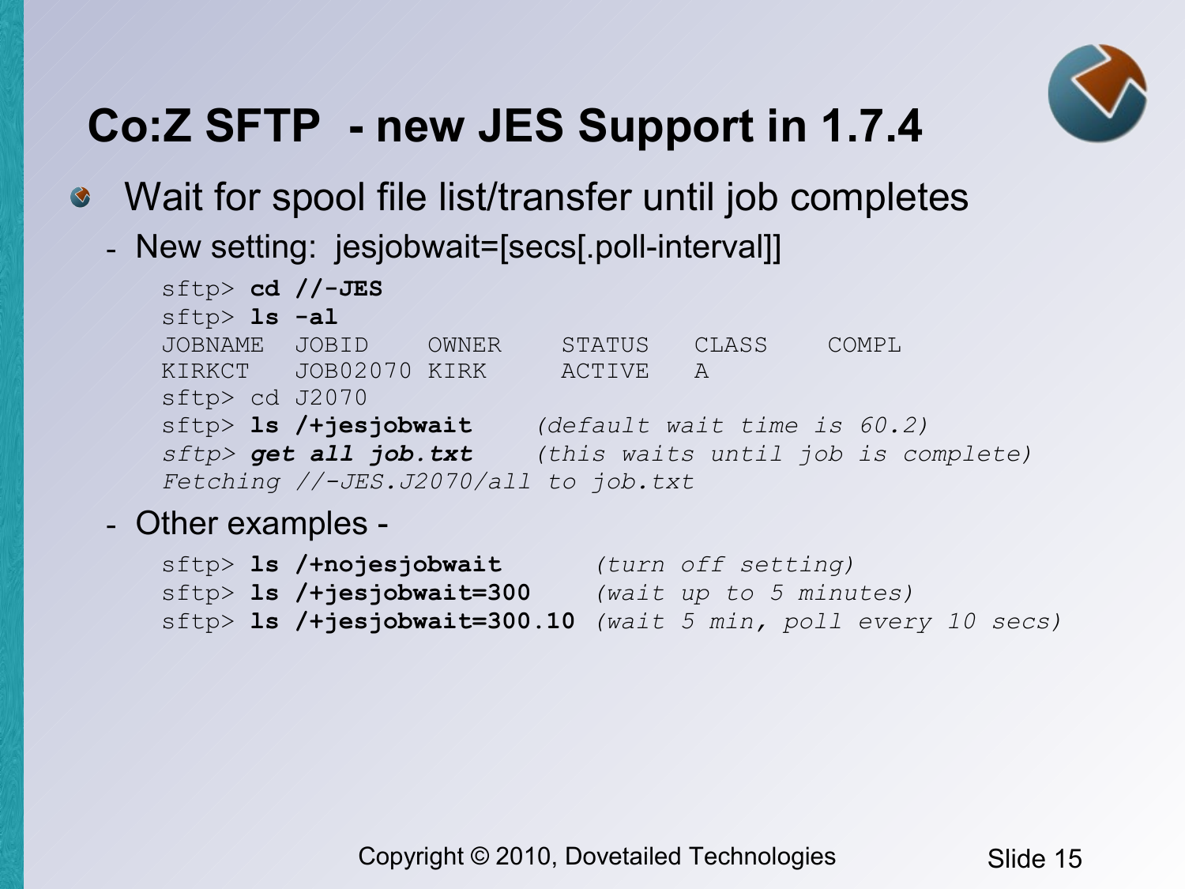# Co:Z SFTP - new JES Support in 1.7.4

- Wait for spool file list/transfer until job completes
  - New setting: jesjobwait=[secs[.poll-interval]]

```
sftp> cd //-JES
sftp> ls -al
JOBNAME  JOBID    OWNER    STATUS   CLASS    COMPL
KIRKCT   JOB02070 KIRK     ACTIVE   A
sftp> cd J2070
sftp> ls /+jesjobwait    (default wait time is 60.2)
sftp> get all job.txt    (this waits until job is complete)
Fetching //-JES.J2070/all to job.txt
```

  - Other examples -

```
sftp> ls /+nojesjobwait      (turn off setting)
sftp> ls /+jesjobwait=300    (wait up to 5 minutes)
sftp> ls /+jesjobwait=300.10 (wait 5 min, poll every 10 secs)
```

Copyright © 2010, Dovetailed Technologies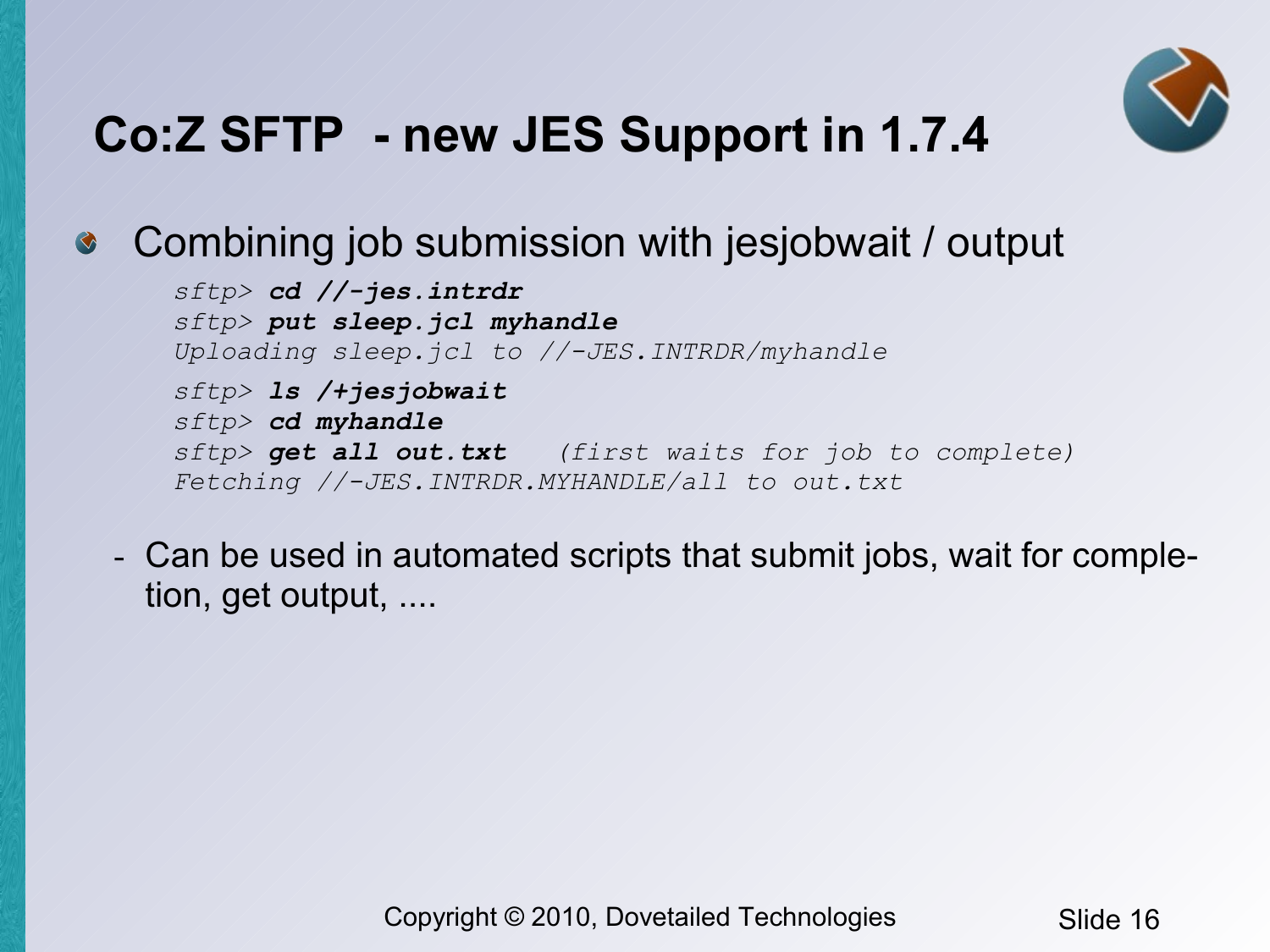# Co:Z SFTP - new JES Support in 1.7.4

- Combining job submission with jesjobwait / output

```
sftp> cd //-jes.intrdr
sftp> put sleep.jcl myhandle
Uploading sleep.jcl to //-JES.INTRDR/myhandle

sftp> ls /+jesjobwait
sftp> cd myhandle
sftp> get all out.txt    (first waits for job to complete)
Fetching //-JES.INTRDR.MYHANDLE/all to out.txt
```

  - Can be used in automated scripts that submit jobs, wait for completion, get output, ....

Copyright © 2010, Dovetailed Technologies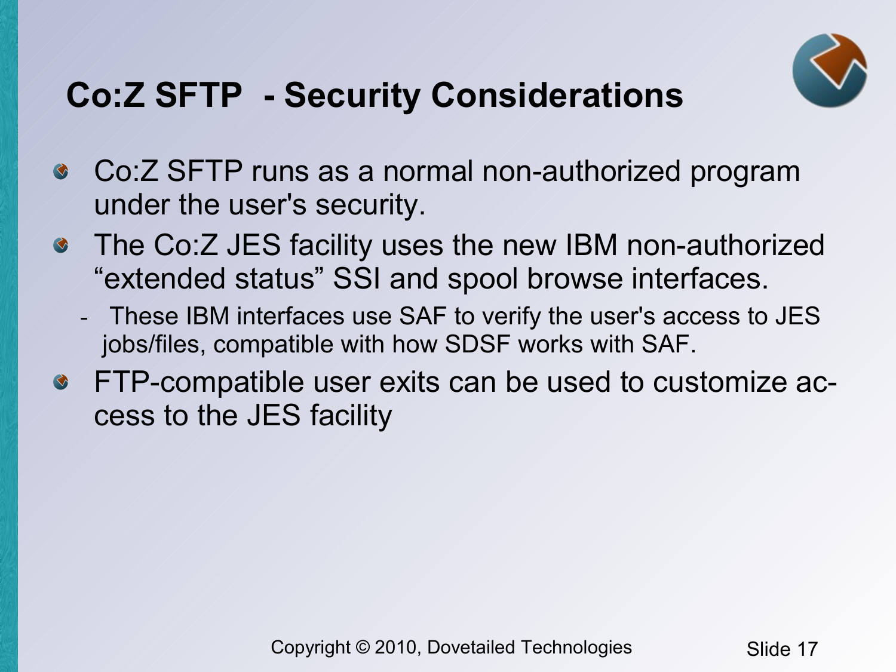# Co:Z SFTP - Security Considerations

- Co:Z SFTP runs as a normal non-authorized program under the user's security.
- The Co:Z JES facility uses the new IBM non-authorized "extended status" SSI and spool browse interfaces.
  - These IBM interfaces use SAF to verify the user's access to JES jobs/files, compatible with how SDSF works with SAF.
- FTP-compatible user exits can be used to customize access to the JES facility

Copyright © 2010, Dovetailed Technologies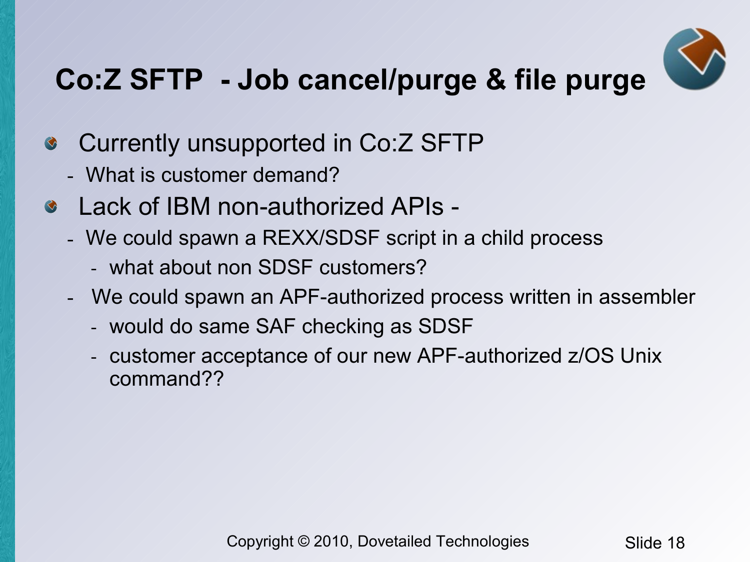# Co:Z SFTP - Job cancel/purge & file purge

- Currently unsupported in Co:Z SFTP
  - What is customer demand?
- Lack of IBM non-authorized APIs -
  - We could spawn a REXX/SDSF script in a child process
    - what about non SDSF customers?
  - We could spawn an APF-authorized process written in assembler
    - would do same SAF checking as SDSF
    - customer acceptance of our new APF-authorized z/OS Unix command??

Copyright © 2010, Dovetailed Technologies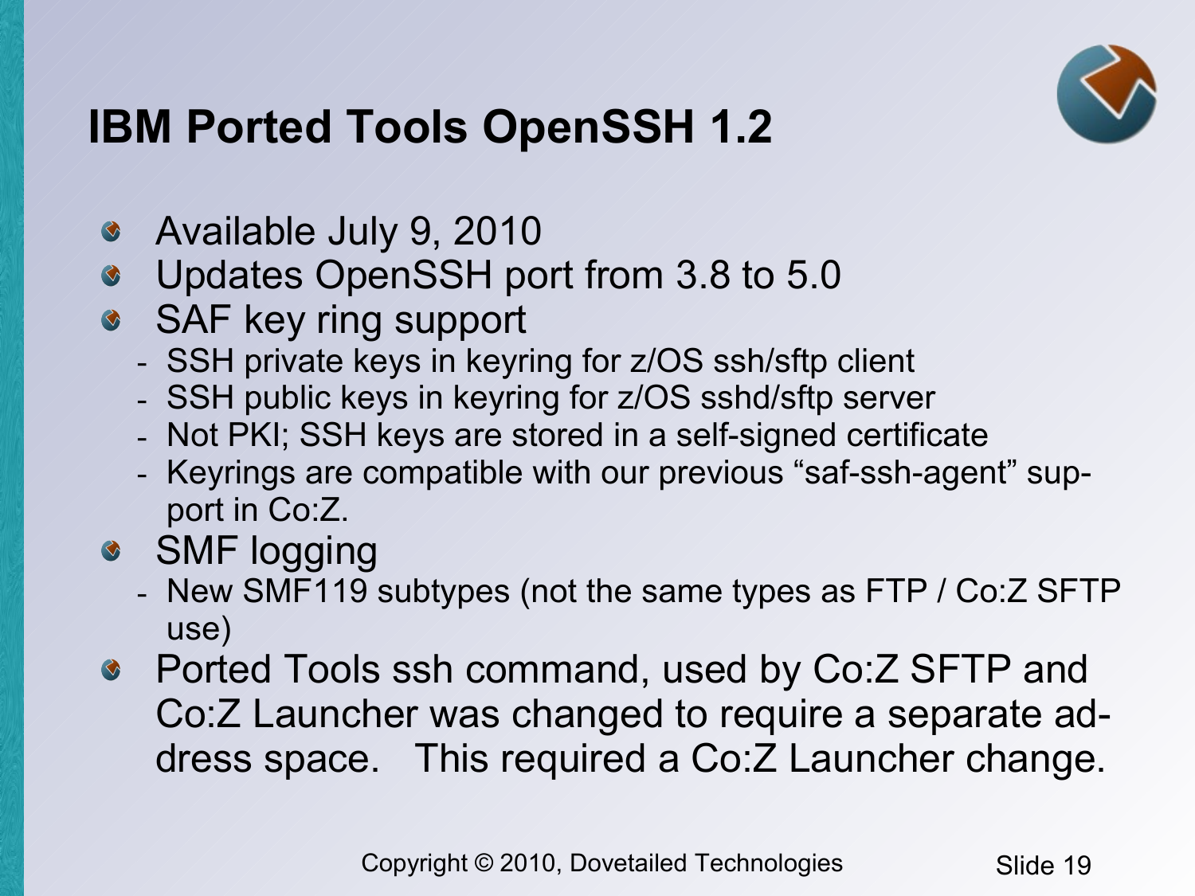# IBM Ported Tools OpenSSH 1.2

- Available July 9, 2010
- Updates OpenSSH port from 3.8 to 5.0
- SAF key ring support
  - SSH private keys in keyring for z/OS ssh/sftp client
  - SSH public keys in keyring for z/OS sshd/sftp server
  - Not PKI; SSH keys are stored in a self-signed certificate
  - Keyrings are compatible with our previous “saf-ssh-agent” support in Co:Z.
- SMF logging
  - New SMF119 subtypes (not the same types as FTP / Co:Z SFTP use)
- Ported Tools ssh command, used by Co:Z SFTP and Co:Z Launcher was changed to require a separate address space. This required a Co:Z Launcher change.

Copyright © 2010, Dovetailed Technologies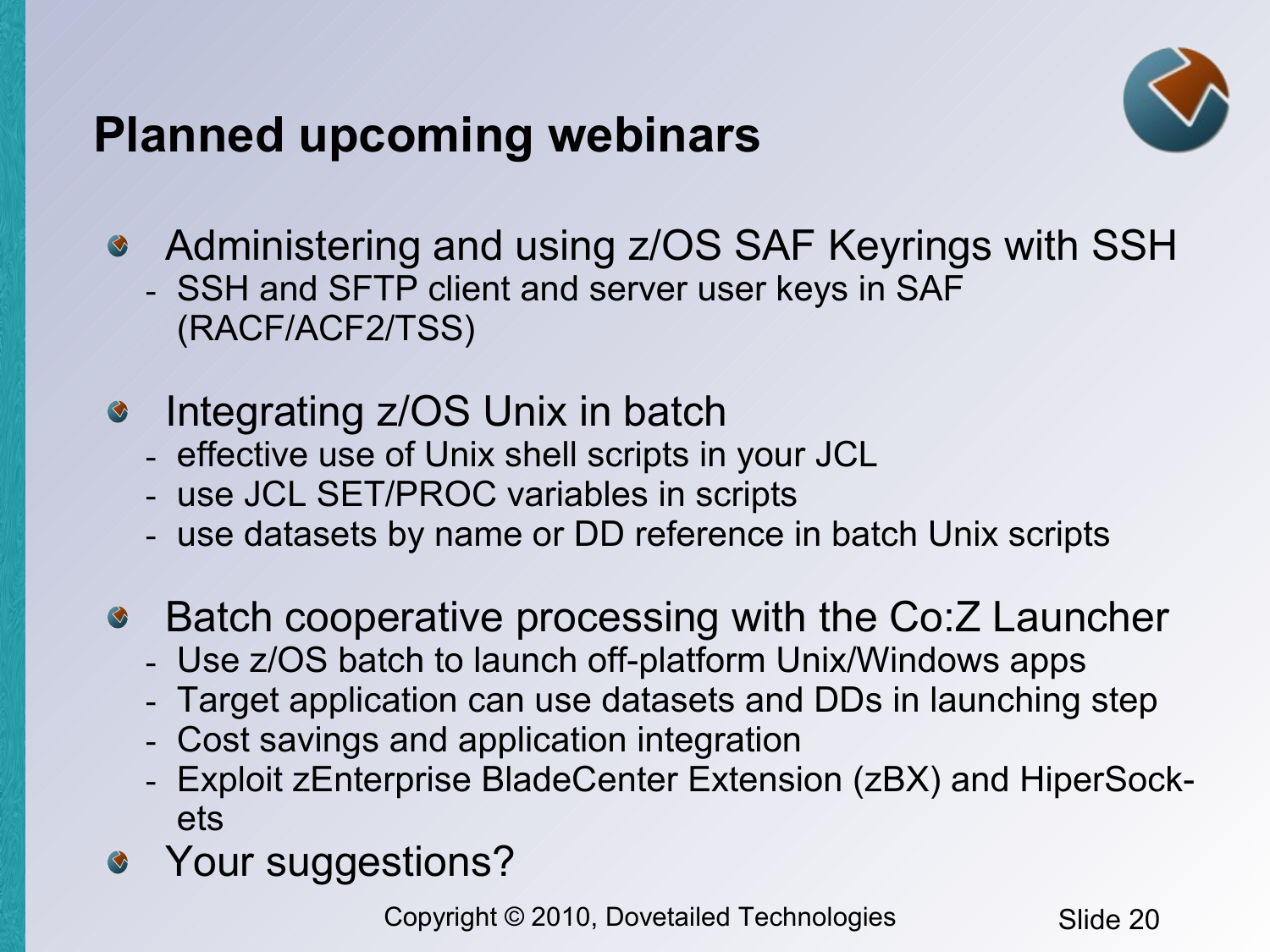# Planned upcoming webinars

- Administering and using z/OS SAF Keyrings with SSH
  - SSH and SFTP client and server user keys in SAF (RACF/ACF2/TSS)
- Integrating z/OS Unix in batch
  - effective use of Unix shell scripts in your JCL
  - use JCL SET/PROC variables in scripts
  - use datasets by name or DD reference in batch Unix scripts
- Batch cooperative processing with the Co:Z Launcher
  - Use z/OS batch to launch off-platform Unix/Windows apps
  - Target application can use datasets and DDs in launching step
  - Cost savings and application integration
  - Exploit zEnterprise BladeCenter Extension (zBX) and HiperSockets
- Your suggestions?

Copyright © 2010, Dovetailed Technologies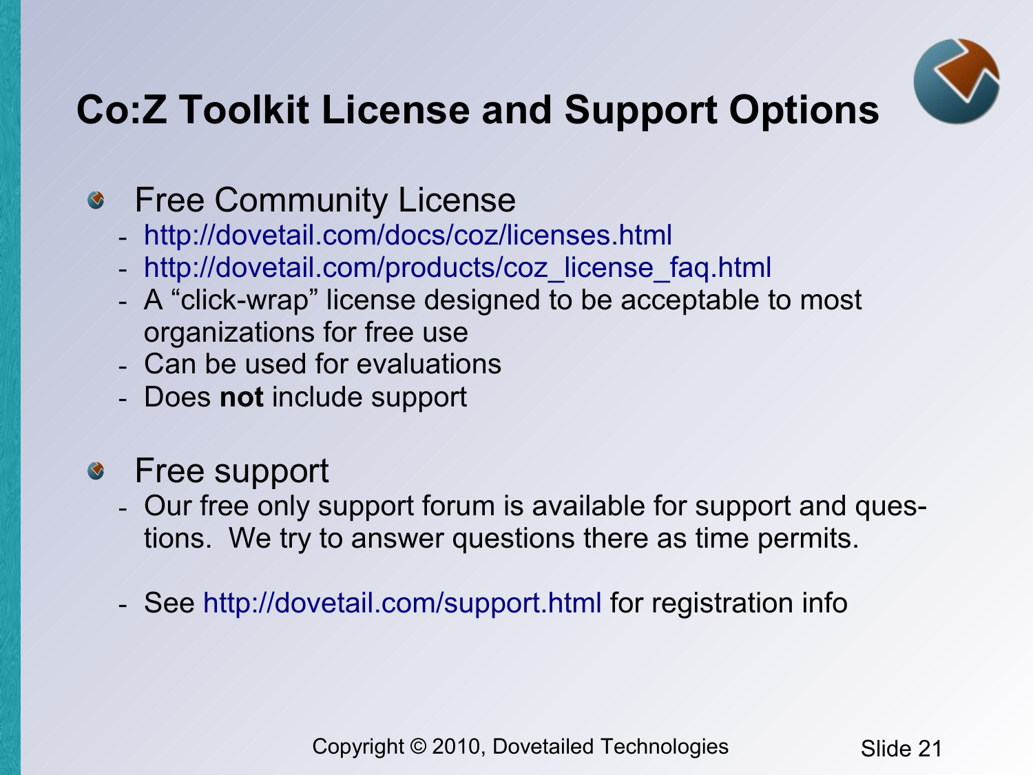# Co:Z Toolkit License and Support Options

- Free Community License
  - http://dovetail.com/docs/coz/licenses.html
  - http://dovetail.com/products/coz_license_faq.html
  - A “click-wrap” license designed to be acceptable to most organizations for free use
  - Can be used for evaluations
  - Does **not** include support
- Free support
  - Our free only support forum is available for support and questions. We try to answer questions there as time permits.
  - See http://dovetail.com/support.html for registration info

Copyright © 2010, Dovetailed Technologies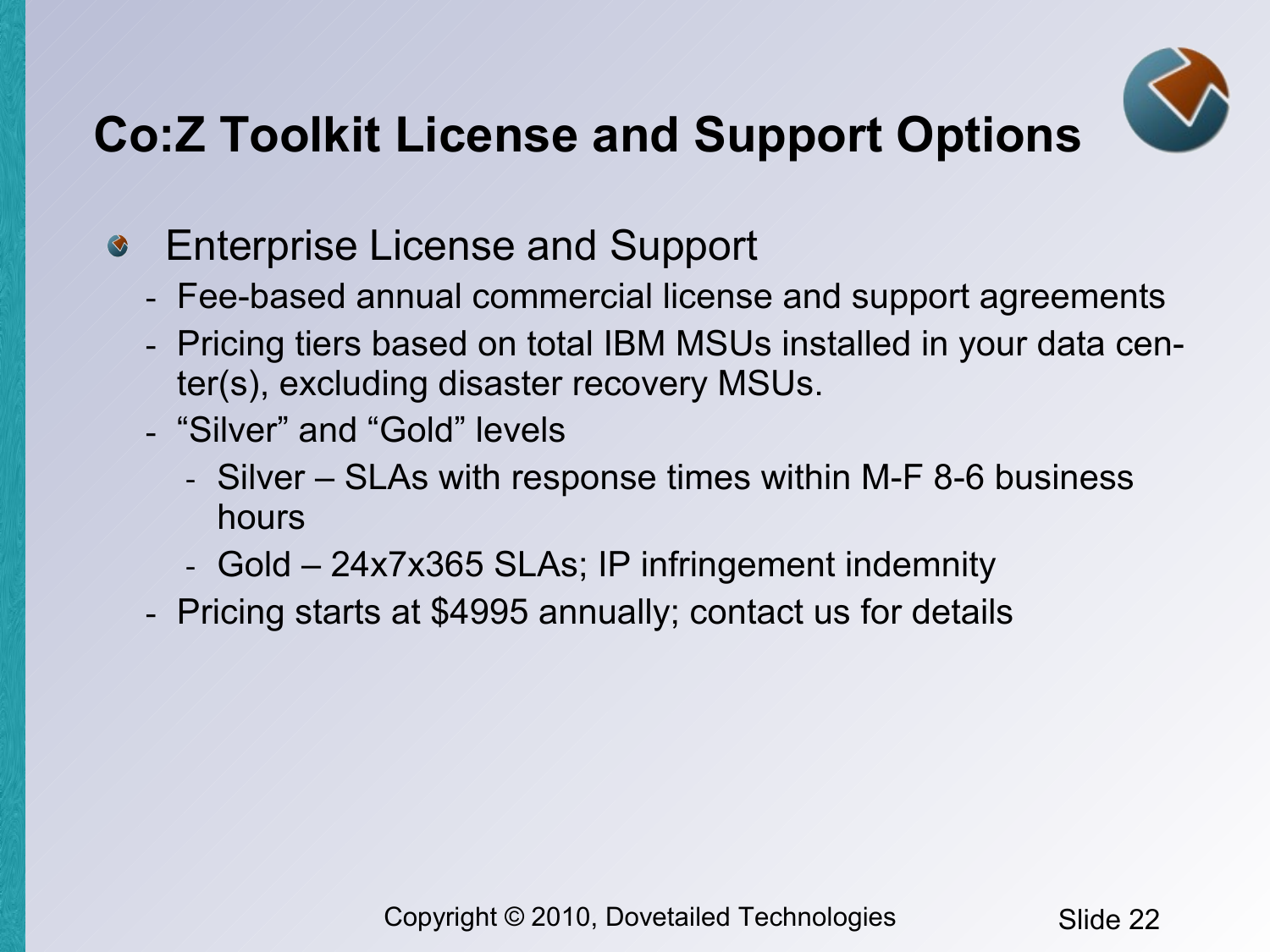# Co:Z Toolkit License and Support Options

- Enterprise License and Support
  - Fee-based annual commercial license and support agreements
  - Pricing tiers based on total IBM MSUs installed in your data center(s), excluding disaster recovery MSUs.
  - "Silver" and "Gold" levels
    - Silver – SLAs with response times within M-F 8-6 business hours
    - Gold – 24x7x365 SLAs; IP infringement indemnity
  - Pricing starts at $4995 annually; contact us for details

Copyright © 2010, Dovetailed Technologies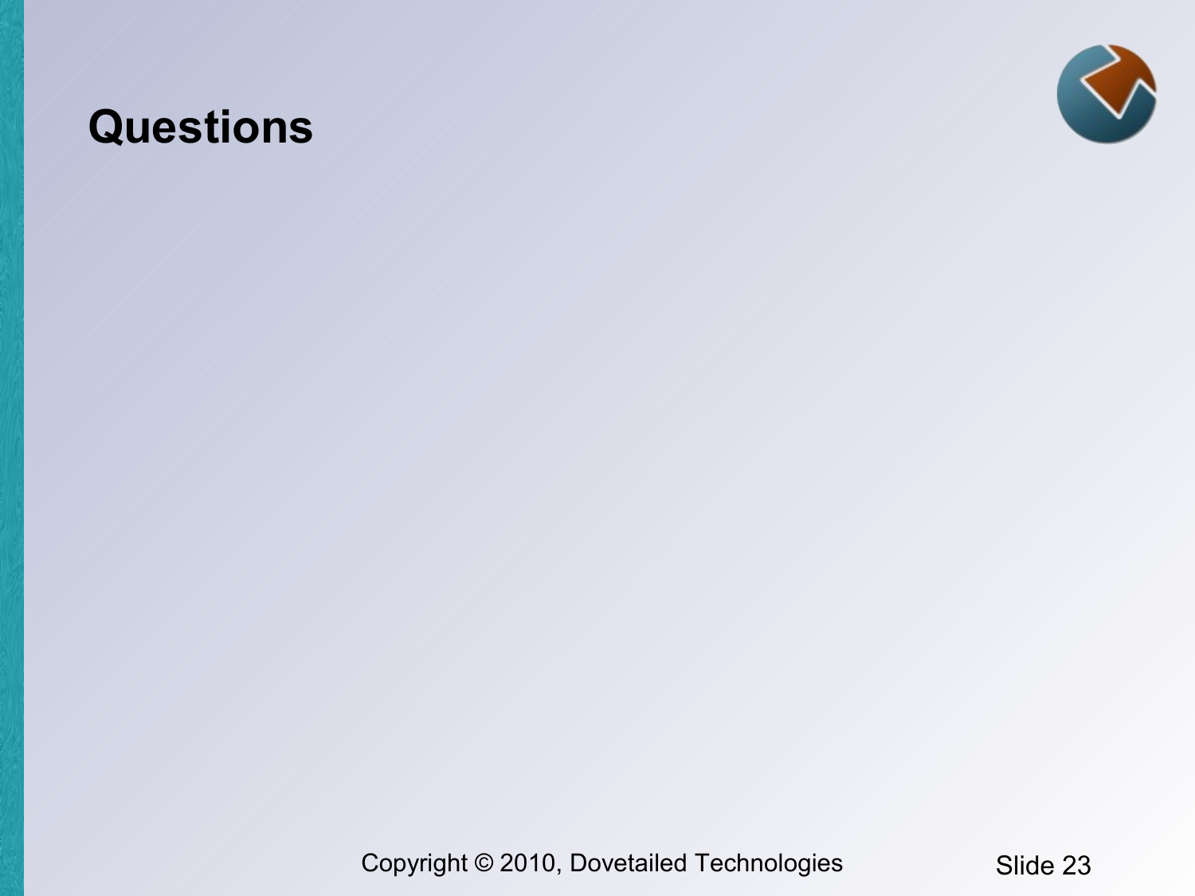# Questions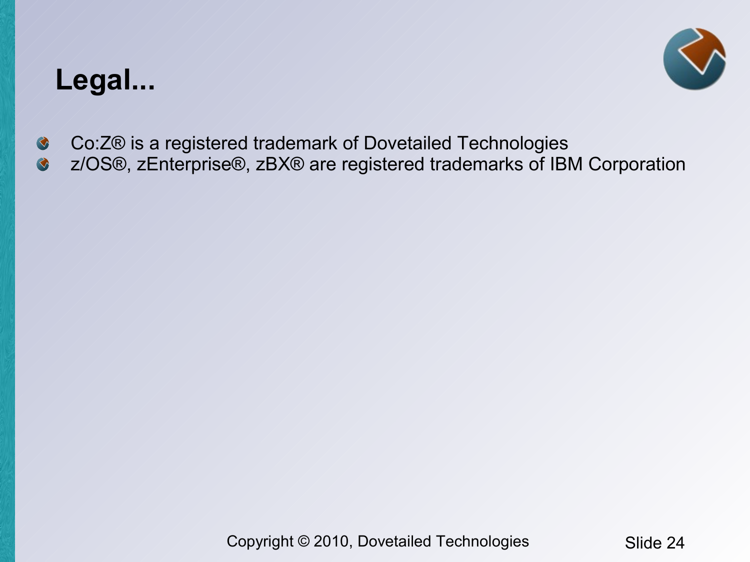# Legal...

- Co:Z® is a registered trademark of Dovetailed Technologies
- z/OS®, zEnterprise®, zBX® are registered trademarks of IBM Corporation